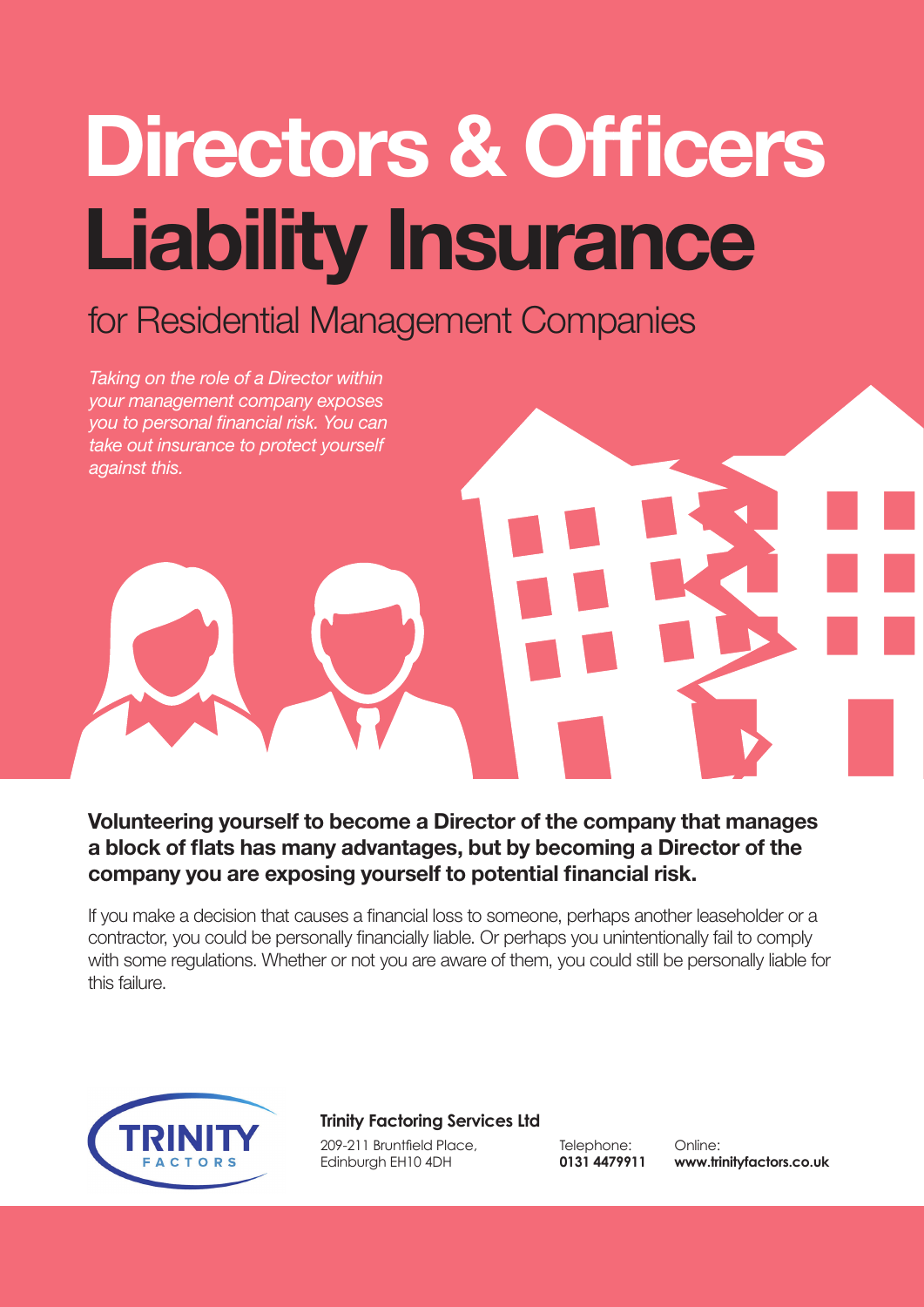# Directors & Officers Liability Insurance

## for Residential Management Companies

*Taking on the role of a Director within your management company exposes you to personal financial risk. You can take out insurance to protect yourself against this.*

**Volunteering yourself to become a Director of the company that manages a block of flats has many advantages, but by becoming a Director of the company you are exposing yourself to potential financial risk.**

If you make a decision that causes a financial loss to someone, perhaps another leaseholder or a contractor, you could be personally financially liable. Or perhaps you unintentionally fail to comply with some regulations. Whether or not you are aware of them, you could still be personally liable for this failure.

TRINITY FACTORS

**Trinity Factoring Services Ltd**

209-211 Bruntfield Place,
Edinburgh EH10 4DH

Telephone:
**0131 4479911**

Online:
**www.trinityfactors.co.uk**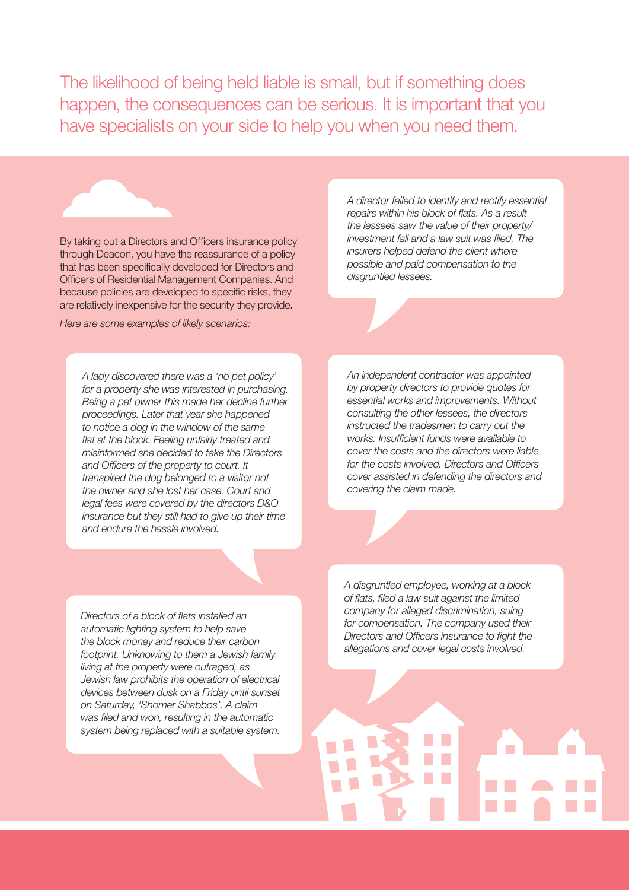The likelihood of being held liable is small, but if something does happen, the consequences can be serious. It is important that you have specialists on your side to help you when you need them.

By taking out a Directors and Officers insurance policy through Deacon, you have the reassurance of a policy that has been specifically developed for Directors and Officers of Residential Management Companies. And because policies are developed to specific risks, they are relatively inexpensive for the security they provide.

*Here are some examples of likely scenarios:*

*A lady discovered there was a 'no pet policy' for a property she was interested in purchasing. Being a pet owner this made her decline further proceedings. Later that year she happened to notice a dog in the window of the same flat at the block. Feeling unfairly treated and misinformed she decided to take the Directors and Officers of the property to court. It transpired the dog belonged to a visitor not the owner and she lost her case. Court and legal fees were covered by the directors D&O insurance but they still had to give up their time and endure the hassle involved.*

*Directors of a block of flats installed an automatic lighting system to help save the block money and reduce their carbon footprint. Unknowing to them a Jewish family living at the property were outraged, as Jewish law prohibits the operation of electrical devices between dusk on a Friday until sunset on Saturday, 'Shomer Shabbos'. A claim was filed and won, resulting in the automatic system being replaced with a suitable system.*

*A director failed to identify and rectify essential repairs within his block of flats. As a result the lessees saw the value of their property/ investment fall and a law suit was filed. The insurers helped defend the client where possible and paid compensation to the disgruntled lessees.*

*An independent contractor was appointed by property directors to provide quotes for essential works and improvements. Without consulting the other lessees, the directors instructed the tradesmen to carry out the works. Insufficient funds were available to cover the costs and the directors were liable for the costs involved. Directors and Officers cover assisted in defending the directors and covering the claim made.*

*A disgruntled employee, working at a block of flats, filed a law suit against the limited company for alleged discrimination, suing for compensation. The company used their Directors and Officers insurance to fight the allegations and cover legal costs involved.*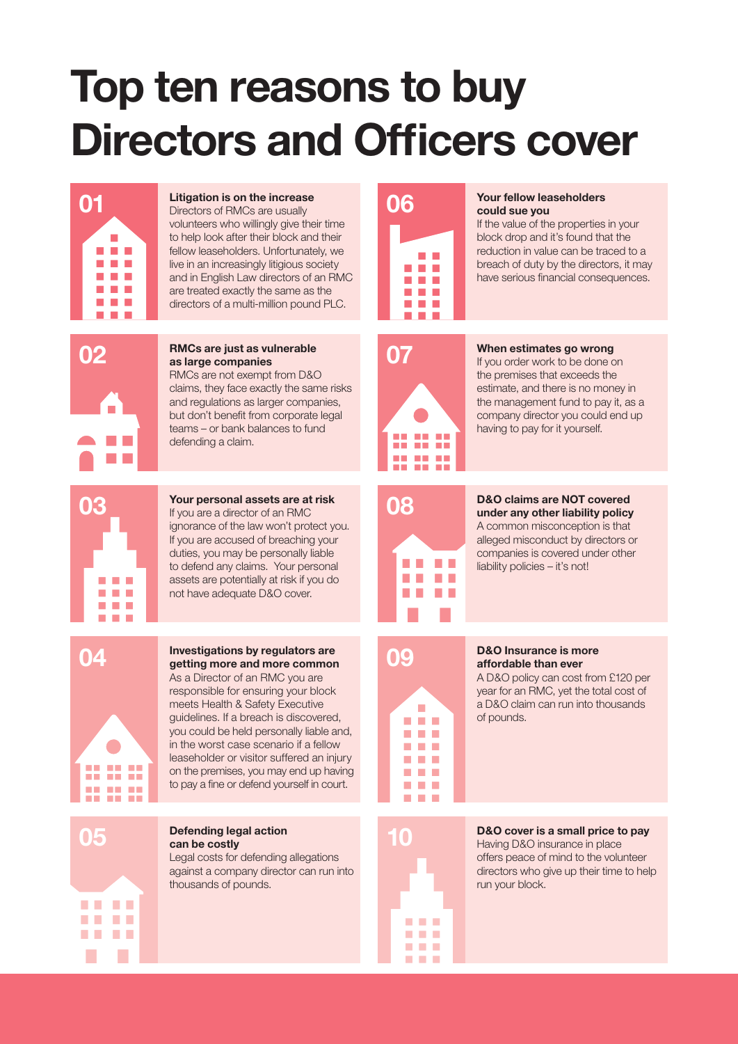# Top ten reasons to buy Directors and Officers cover

## 01

**Litigation is on the increase**

Directors of RMCs are usually volunteers who willingly give their time to help look after their block and their fellow leaseholders. Unfortunately, we live in an increasingly litigious society and in English Law directors of an RMC are treated exactly the same as the directors of a multi-million pound PLC.

## 02

**RMCs are just as vulnerable as large companies**

RMCs are not exempt from D&O claims, they face exactly the same risks and regulations as larger companies, but don't benefit from corporate legal teams – or bank balances to fund defending a claim.

## 03

**Your personal assets are at risk**

If you are a director of an RMC ignorance of the law won't protect you. If you are accused of breaching your duties, you may be personally liable to defend any claims. Your personal assets are potentially at risk if you do not have adequate D&O cover.

## 04

**Investigations by regulators are getting more and more common**

As a Director of an RMC you are responsible for ensuring your block meets Health & Safety Executive guidelines. If a breach is discovered, you could be held personally liable and, in the worst case scenario if a fellow leaseholder or visitor suffered an injury on the premises, you may end up having to pay a fine or defend yourself in court.

## 05

**Defending legal action can be costly**

Legal costs for defending allegations against a company director can run into thousands of pounds.

## 06

**Your fellow leaseholders could sue you**

If the value of the properties in your block drop and it's found that the reduction in value can be traced to a breach of duty by the directors, it may have serious financial consequences.

## 07

**When estimates go wrong**

If you order work to be done on the premises that exceeds the estimate, and there is no money in the management fund to pay it, as a company director you could end up having to pay for it yourself.

## 08

**D&O claims are NOT covered under any other liability policy**

A common misconception is that alleged misconduct by directors or companies is covered under other liability policies – it's not!

## 09

**D&O Insurance is more affordable than ever**

A D&O policy can cost from £120 per year for an RMC, yet the total cost of a D&O claim can run into thousands of pounds.

## 10

**D&O cover is a small price to pay**

Having D&O insurance in place offers peace of mind to the volunteer directors who give up their time to help run your block.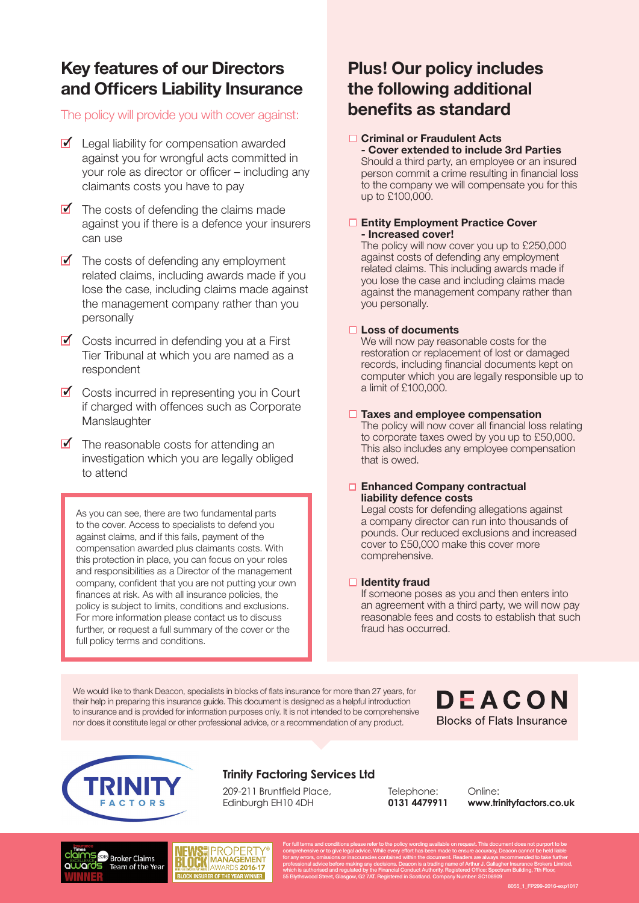## Key features of our Directors and Officers Liability Insurance

The policy will provide you with cover against:

- Legal liability for compensation awarded against you for wrongful acts committed in your role as director or officer – including any claimants costs you have to pay
- The costs of defending the claims made against you if there is a defence your insurers can use
- The costs of defending any employment related claims, including awards made if you lose the case, including claims made against the management company rather than you personally
- Costs incurred in defending you at a First Tier Tribunal at which you are named as a respondent
- Costs incurred in representing you in Court if charged with offences such as Corporate Manslaughter
- The reasonable costs for attending an investigation which you are legally obliged to attend

As you can see, there are two fundamental parts to the cover. Access to specialists to defend you against claims, and if this fails, payment of the compensation awarded plus claimants costs. With this protection in place, you can focus on your roles and responsibilities as a Director of the management company, confident that you are not putting your own finances at risk. As with all insurance policies, the policy is subject to limits, conditions and exclusions. For more information please contact us to discuss further, or request a full summary of the cover or the full policy terms and conditions.

## Plus! Our policy includes the following additional benefits as standard

**Criminal or Fraudulent Acts - Cover extended to include 3rd Parties**
Should a third party, an employee or an insured person commit a crime resulting in financial loss to the company we will compensate you for this up to £100,000.

**Entity Employment Practice Cover - Increased cover!**
The policy will now cover you up to £250,000 against costs of defending any employment related claims. This including awards made if you lose the case and including claims made against the management company rather than you personally.

**Loss of documents**
We will now pay reasonable costs for the restoration or replacement of lost or damaged records, including financial documents kept on computer which you are legally responsible up to a limit of £100,000.

**Taxes and employee compensation**
The policy will now cover all financial loss relating to corporate taxes owed by you up to £50,000. This also includes any employee compensation that is owed.

**Enhanced Company contractual liability defence costs**
Legal costs for defending allegations against a company director can run into thousands of pounds. Our reduced exclusions and increased cover to £50,000 make this cover more comprehensive.

**Identity fraud**
If someone poses as you and then enters into an agreement with a third party, we will now pay reasonable fees and costs to establish that such fraud has occurred.

We would like to thank Deacon, specialists in blocks of flats insurance for more than 27 years, for their help in preparing this insurance guide. This document is designed as a helpful introduction to insurance and is provided for information purposes only. It is not intended to be comprehensive nor does it constitute legal or other professional advice, or a recommendation of any product.

DEACON
Blocks of Flats Insurance

TRINITY FACTORS

**Trinity Factoring Services Ltd**
209-211 Bruntfield Place, Edinburgh EH10 4DH
Telephone: **0131 4479911**
Online: **www.trinityfactors.co.uk**

Insurance Times claims excellence awards 2016 Broker Claims Team of the Year WINNER

NEWS ON THE BLOCK PROPERTY MANAGEMENT AWARDS 2016-17 BLOCK INSURER OF THE YEAR WINNER

For full terms and conditions please refer to the policy wording available on request. This document does not purport to be comprehensive or to give legal advice. While every effort has been made to ensure accuracy, Deacon cannot be held liable for any errors, omissions or inaccuracies contained within the document. Readers are always recommended to take further professional advice before making any decisions. Deacon is a trading name of Arthur J. Gallagher Insurance Brokers Limited, which is authorised and regulated by the Financial Conduct Authority. Registered Office: Spectrum Building, 7th Floor, 55 Blythswood Street, Glasgow, G2 7AT. Registered in Scotland. Company Number: SC108909

8055_1_FP299-2016-exp1017